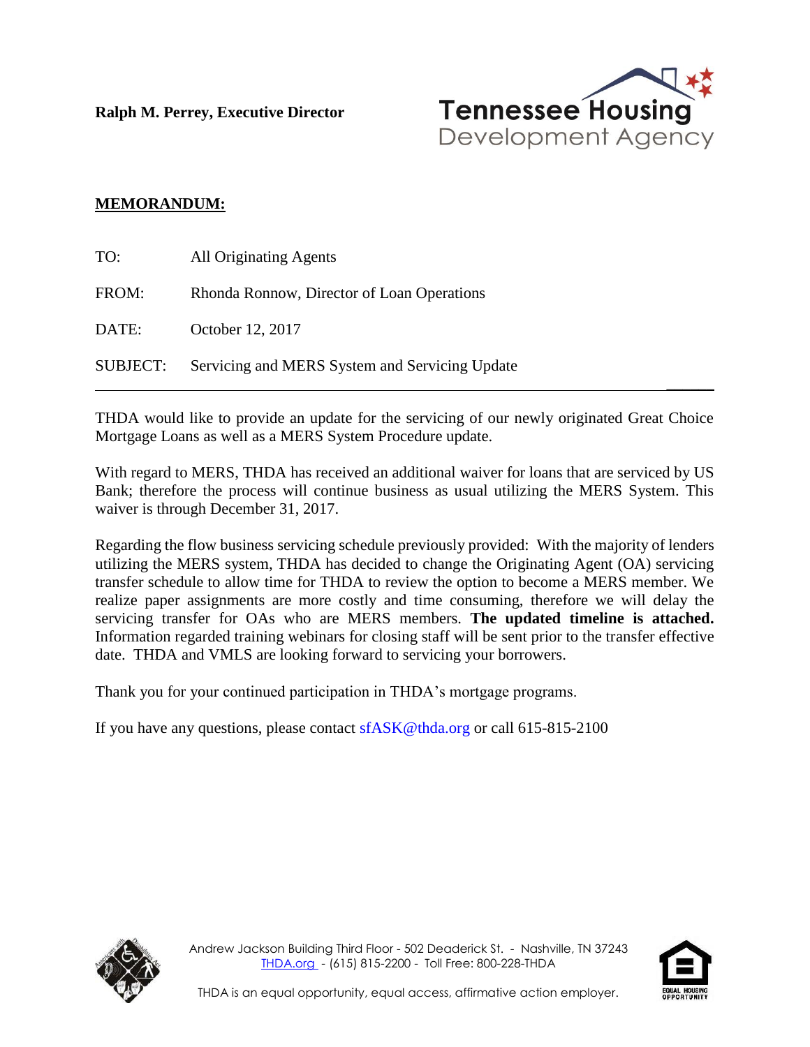**Ralph M. Perrey, Executive Director**

Tennessee Housing Development Agency

**MEMORANDUM:**

TO: All Originating Agents

FROM: Rhonda Ronnow, Director of Loan Operations

DATE: October 12, 2017

SUBJECT: Servicing and MERS System and Servicing Update

---

THDA would like to provide an update for the servicing of our newly originated Great Choice Mortgage Loans as well as a MERS System Procedure update.

With regard to MERS, THDA has received an additional waiver for loans that are serviced by US Bank; therefore the process will continue business as usual utilizing the MERS System. This waiver is through December 31, 2017.

Regarding the flow business servicing schedule previously provided: With the majority of lenders utilizing the MERS system, THDA has decided to change the Originating Agent (OA) servicing transfer schedule to allow time for THDA to review the option to become a MERS member. We realize paper assignments are more costly and time consuming, therefore we will delay the servicing transfer for OAs who are MERS members. **The updated timeline is attached.** Information regarded training webinars for closing staff will be sent prior to the transfer effective date. THDA and VMLS are looking forward to servicing your borrowers.

Thank you for your continued participation in THDA's mortgage programs.

If you have any questions, please contact sfASK@thda.org or call 615-815-2100

Andrew Jackson Building Third Floor - 502 Deaderick St. - Nashville, TN 37243
THDA.org - (615) 815-2200 - Toll Free: 800-228-THDA

THDA is an equal opportunity, equal access, affirmative action employer.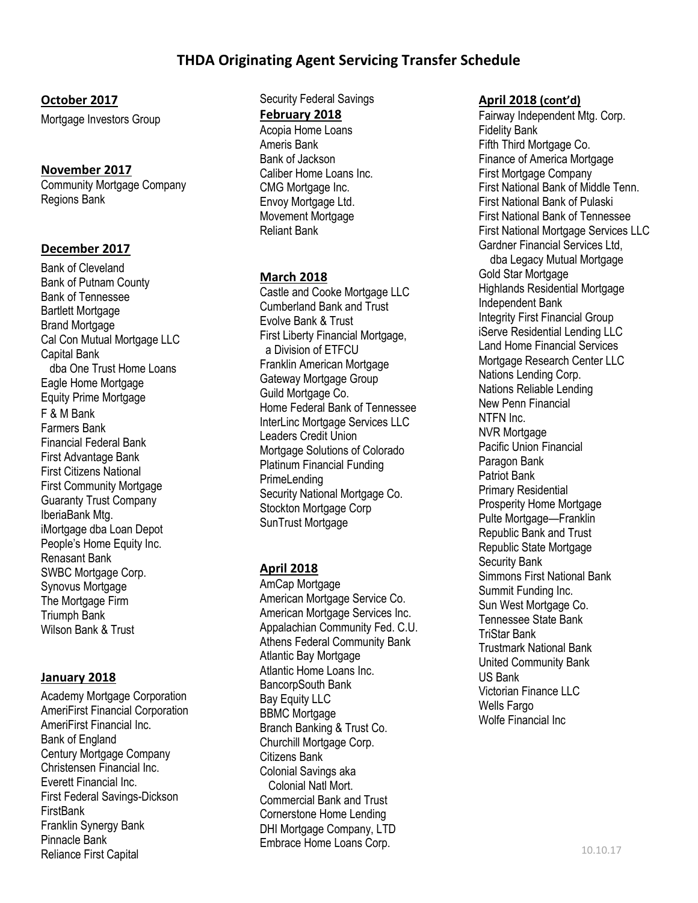# THDA Originating Agent Servicing Transfer Schedule

## October 2017

Mortgage Investors Group

## November 2017

Community Mortgage Company
Regions Bank

## December 2017

Bank of Cleveland
Bank of Putnam County
Bank of Tennessee
Bartlett Mortgage
Brand Mortgage
Cal Con Mutual Mortgage LLC
Capital Bank
  dba One Trust Home Loans
Eagle Home Mortgage
Equity Prime Mortgage
F & M Bank
Farmers Bank
Financial Federal Bank
First Advantage Bank
First Citizens National
First Community Mortgage
Guaranty Trust Company
IberiaBank Mtg.
iMortgage dba Loan Depot
People's Home Equity Inc.
Renasant Bank
SWBC Mortgage Corp.
Synovus Mortgage
The Mortgage Firm
Triumph Bank
Wilson Bank & Trust

## January 2018

Academy Mortgage Corporation
AmeriFirst Financial Corporation
AmeriFirst Financial Inc.
Bank of England
Century Mortgage Company
Christensen Financial Inc.
Everett Financial Inc.
First Federal Savings-Dickson
FirstBank
Franklin Synergy Bank
Pinnacle Bank
Reliance First Capital
Security Federal Savings

## February 2018

Acopia Home Loans
Ameris Bank
Bank of Jackson
Caliber Home Loans Inc.
CMG Mortgage Inc.
Envoy Mortgage Ltd.
Movement Mortgage
Reliant Bank

## March 2018

Castle and Cooke Mortgage LLC
Cumberland Bank and Trust
Evolve Bank & Trust
First Liberty Financial Mortgage,
  a Division of ETFCU
Franklin American Mortgage
Gateway Mortgage Group
Guild Mortgage Co.
Home Federal Bank of Tennessee
InterLinc Mortgage Services LLC
Leaders Credit Union
Mortgage Solutions of Colorado
Platinum Financial Funding
PrimeLending
Security National Mortgage Co.
Stockton Mortgage Corp
SunTrust Mortgage

## April 2018

AmCap Mortgage
American Mortgage Service Co.
American Mortgage Services Inc.
Appalachian Community Fed. C.U.
Athens Federal Community Bank
Atlantic Bay Mortgage
Atlantic Home Loans Inc.
BancorpSouth Bank
Bay Equity LLC
BBMC Mortgage
Branch Banking & Trust Co.
Churchill Mortgage Corp.
Citizens Bank
Colonial Savings aka
  Colonial Natl Mort.
Commercial Bank and Trust
Cornerstone Home Lending
DHI Mortgage Company, LTD
Embrace Home Loans Corp.

## April 2018 (cont'd)

Fairway Independent Mtg. Corp.
Fidelity Bank
Fifth Third Mortgage Co.
Finance of America Mortgage
First Mortgage Company
First National Bank of Middle Tenn.
First National Bank of Pulaski
First National Bank of Tennessee
First National Mortgage Services LLC
Gardner Financial Services Ltd,
  dba Legacy Mutual Mortgage
Gold Star Mortgage
Highlands Residential Mortgage
Independent Bank
Integrity First Financial Group
iServe Residential Lending LLC
Land Home Financial Services
Mortgage Research Center LLC
Nations Lending Corp.
Nations Reliable Lending
New Penn Financial
NTFN Inc.
NVR Mortgage
Pacific Union Financial
Paragon Bank
Patriot Bank
Primary Residential
Prosperity Home Mortgage
Pulte Mortgage—Franklin
Republic Bank and Trust
Republic State Mortgage
Security Bank
Simmons First National Bank
Summit Funding Inc.
Sun West Mortgage Co.
Tennessee State Bank
TriStar Bank
Trustmark National Bank
United Community Bank
US Bank
Victorian Finance LLC
Wells Fargo
Wolfe Financial Inc

10.10.17